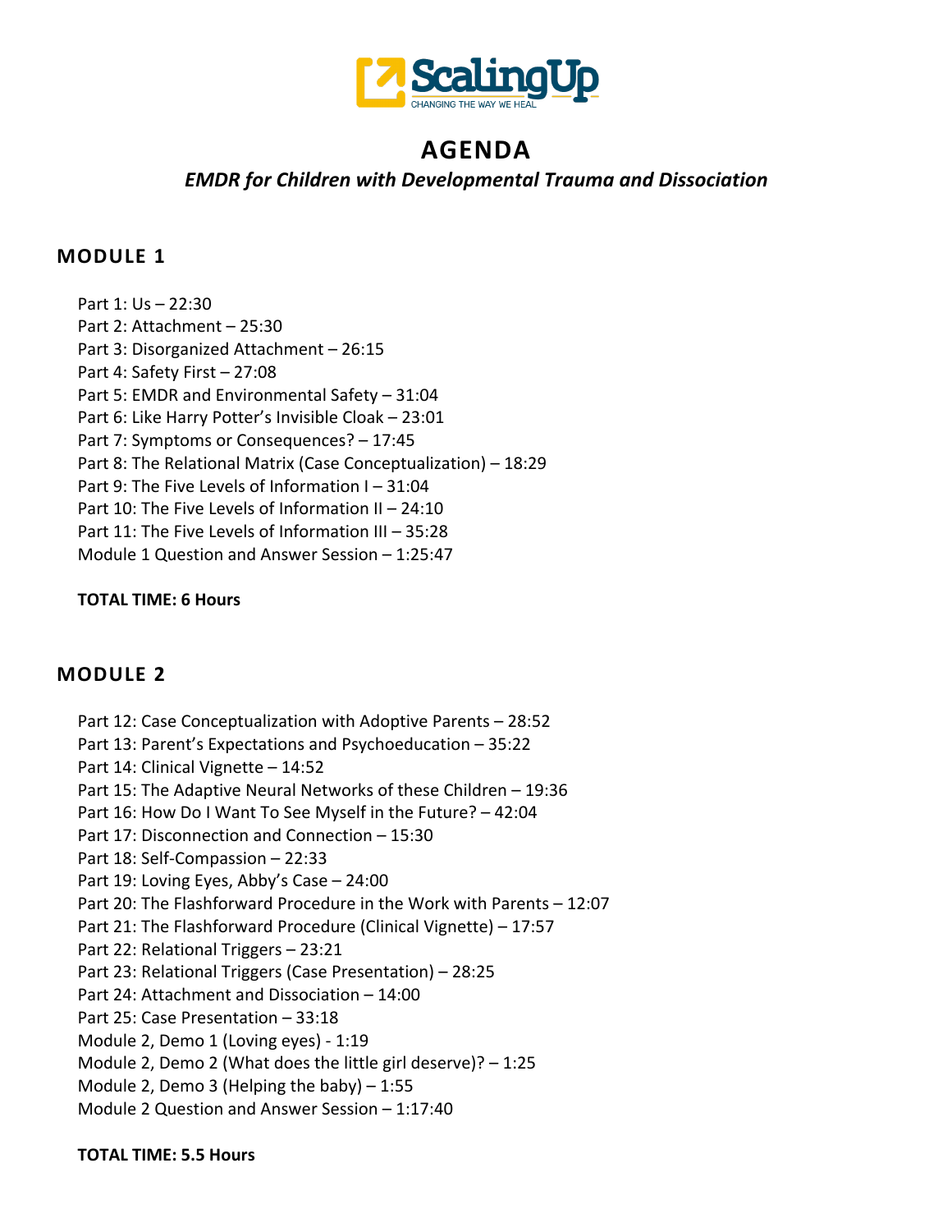# AGENDA

## *EMDR for Children with Developmental Trauma and Dissociation*

### MODULE 1

Part 1: Us – 22:30
Part 2: Attachment – 25:30
Part 3: Disorganized Attachment – 26:15
Part 4: Safety First – 27:08
Part 5: EMDR and Environmental Safety – 31:04
Part 6: Like Harry Potter's Invisible Cloak – 23:01
Part 7: Symptoms or Consequences? – 17:45
Part 8: The Relational Matrix (Case Conceptualization) – 18:29
Part 9: The Five Levels of Information I – 31:04
Part 10: The Five Levels of Information II – 24:10
Part 11: The Five Levels of Information III – 35:28
Module 1 Question and Answer Session – 1:25:47

**TOTAL TIME: 6 Hours**

### MODULE 2

Part 12: Case Conceptualization with Adoptive Parents – 28:52
Part 13: Parent's Expectations and Psychoeducation – 35:22
Part 14: Clinical Vignette – 14:52
Part 15: The Adaptive Neural Networks of these Children – 19:36
Part 16: How Do I Want To See Myself in the Future? – 42:04
Part 17: Disconnection and Connection – 15:30
Part 18: Self-Compassion – 22:33
Part 19: Loving Eyes, Abby's Case – 24:00
Part 20: The Flashforward Procedure in the Work with Parents – 12:07
Part 21: The Flashforward Procedure (Clinical Vignette) – 17:57
Part 22: Relational Triggers – 23:21
Part 23: Relational Triggers (Case Presentation) – 28:25
Part 24: Attachment and Dissociation – 14:00
Part 25: Case Presentation – 33:18
Module 2, Demo 1 (Loving eyes) - 1:19
Module 2, Demo 2 (What does the little girl deserve)? – 1:25
Module 2, Demo 3 (Helping the baby) – 1:55
Module 2 Question and Answer Session – 1:17:40

**TOTAL TIME: 5.5 Hours**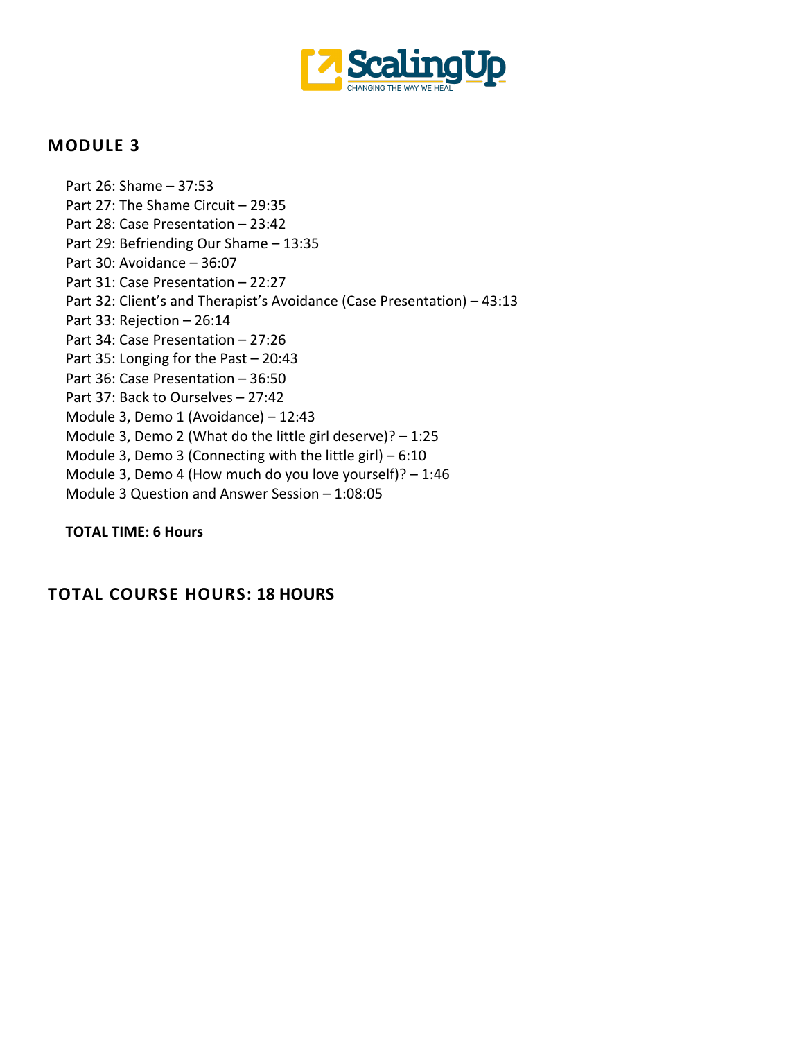## MODULE 3

Part 26: Shame – 37:53
Part 27: The Shame Circuit – 29:35
Part 28: Case Presentation – 23:42
Part 29: Befriending Our Shame – 13:35
Part 30: Avoidance – 36:07
Part 31: Case Presentation – 22:27
Part 32: Client's and Therapist's Avoidance (Case Presentation) – 43:13
Part 33: Rejection – 26:14
Part 34: Case Presentation – 27:26
Part 35: Longing for the Past – 20:43
Part 36: Case Presentation – 36:50
Part 37: Back to Ourselves – 27:42
Module 3, Demo 1 (Avoidance) – 12:43
Module 3, Demo 2 (What do the little girl deserve)? – 1:25
Module 3, Demo 3 (Connecting with the little girl) – 6:10
Module 3, Demo 4 (How much do you love yourself)? – 1:46
Module 3 Question and Answer Session – 1:08:05

**TOTAL TIME: 6 Hours**

## TOTAL COURSE HOURS: 18 HOURS